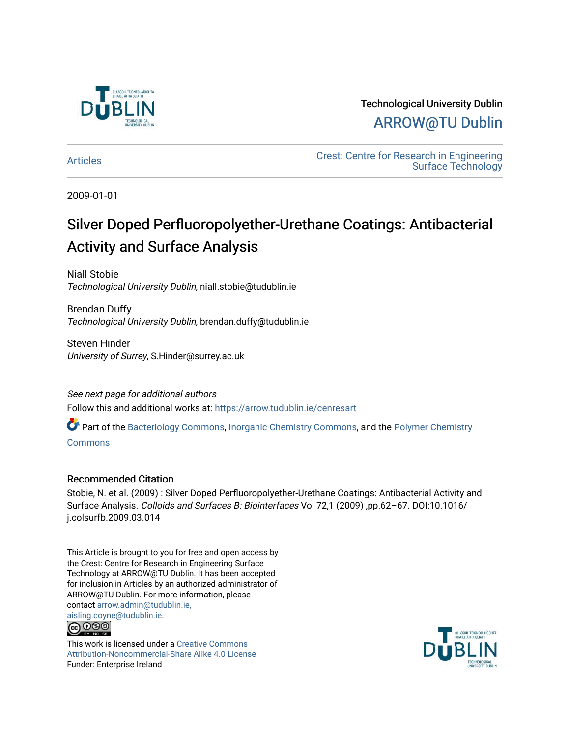Technological University Dublin

ARROW@TU Dublin

Articles

Crest: Centre for Research in Engineering Surface Technology

2009-01-01

# Silver Doped Perfluoropolyether-Urethane Coatings: Antibacterial Activity and Surface Analysis

Niall Stobie
*Technological University Dublin*, niall.stobie@tudublin.ie

Brendan Duffy
*Technological University Dublin*, brendan.duffy@tudublin.ie

Steven Hinder
*University of Surrey*, S.Hinder@surrey.ac.uk

*See next page for additional authors*

Follow this and additional works at: https://arrow.tudublin.ie/cenresart

Part of the Bacteriology Commons, Inorganic Chemistry Commons, and the Polymer Chemistry Commons

## Recommended Citation

Stobie, N. et al. (2009) : Silver Doped Perfluoropolyether-Urethane Coatings: Antibacterial Activity and Surface Analysis. *Colloids and Surfaces B: Biointerfaces* Vol 72,1 (2009) ,pp.62–67. DOI:10.1016/j.colsurfb.2009.03.014

This Article is brought to you for free and open access by the Crest: Centre for Research in Engineering Surface Technology at ARROW@TU Dublin. It has been accepted for inclusion in Articles by an authorized administrator of ARROW@TU Dublin. For more information, please contact arrow.admin@tudublin.ie, aisling.coyne@tudublin.ie.

This work is licensed under a Creative Commons Attribution-Noncommercial-Share Alike 4.0 License
Funder: Enterprise Ireland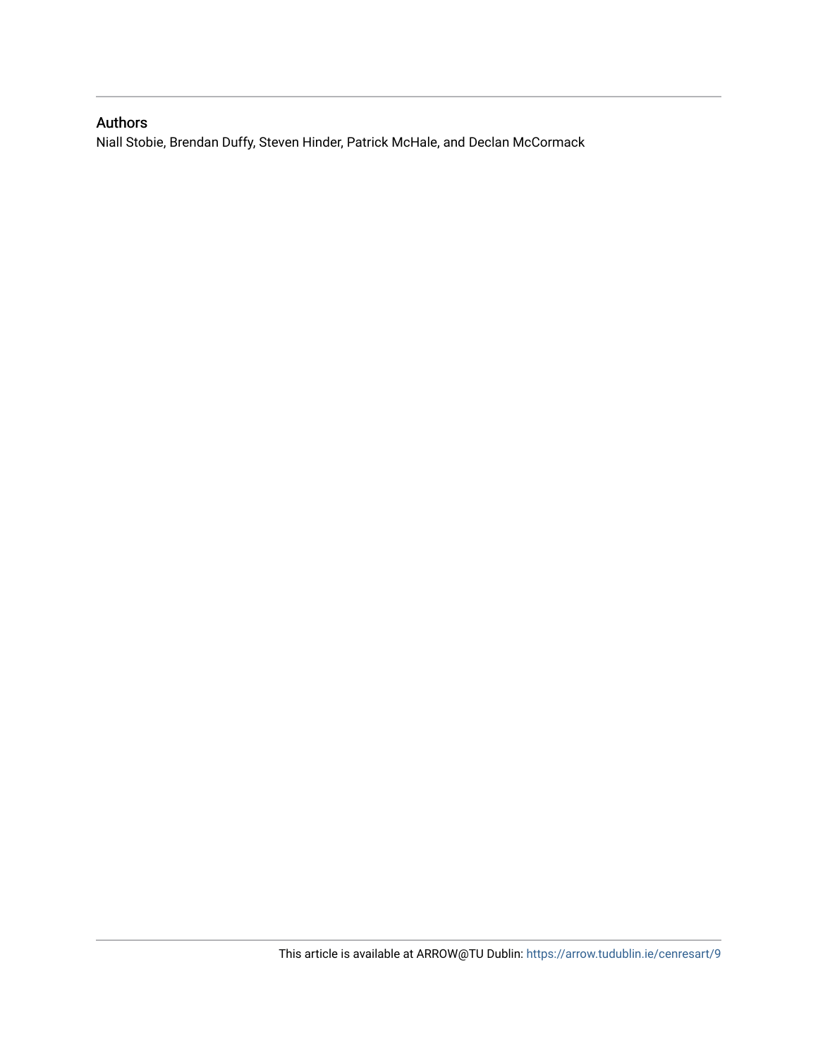## Authors

Niall Stobie, Brendan Duffy, Steven Hinder, Patrick McHale, and Declan McCormack

This article is available at ARROW@TU Dublin: https://arrow.tudublin.ie/cenresart/9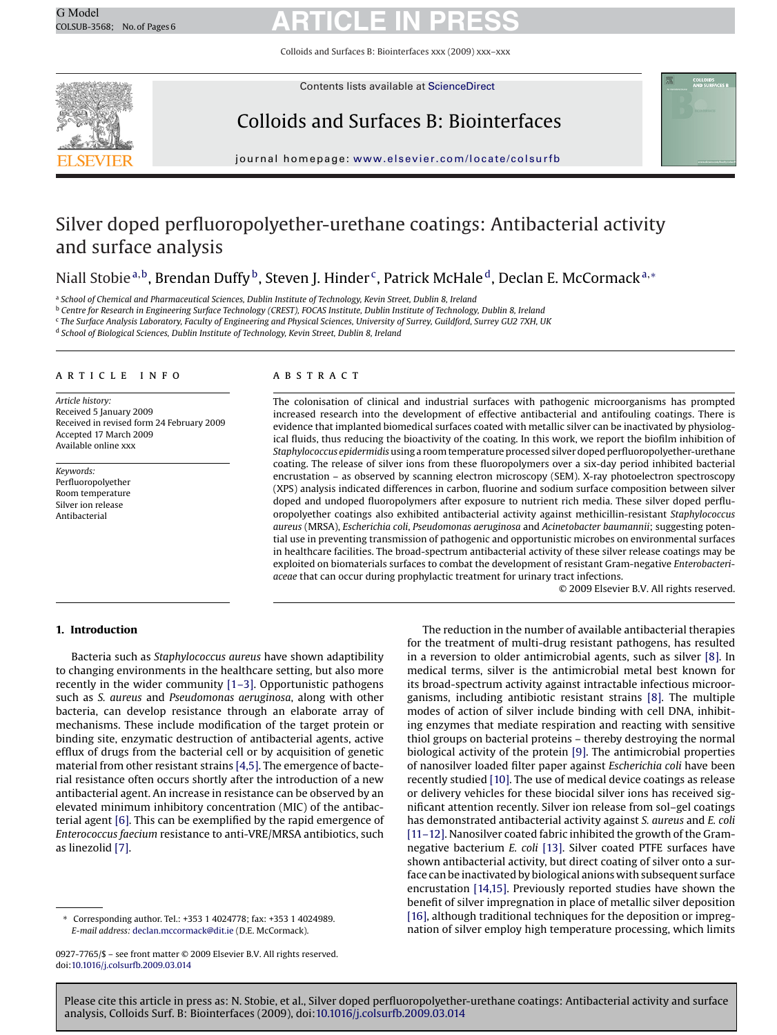# Silver doped perfluoropolyether-urethane coatings: Antibacterial activity and surface analysis

Niall Stobie[a,b], Brendan Duffy[b], Steven J. Hinder[c], Patrick McHale[d], Declan E. McCormack[a,*]

[a] School of Chemical and Pharmaceutical Sciences, Dublin Institute of Technology, Kevin Street, Dublin 8, Ireland
[b] Centre for Research in Engineering Surface Technology (CREST), FOCAS Institute, Dublin Institute of Technology, Dublin 8, Ireland
[c] The Surface Analysis Laboratory, Faculty of Engineering and Physical Sciences, University of Surrey, Guildford, Surrey GU2 7XH, UK
[d] School of Biological Sciences, Dublin Institute of Technology, Kevin Street, Dublin 8, Ireland

## Article info

*Article history:*
Received 5 January 2009
Received in revised form 24 February 2009
Accepted 17 March 2009
Available online xxx

*Keywords:*
Perfluoropolyether
Room temperature
Silver ion release
Antibacterial

## Abstract

The colonisation of clinical and industrial surfaces with pathogenic microorganisms has prompted increased research into the development of effective antibacterial and antifouling coatings. There is evidence that implanted biomedical surfaces coated with metallic silver can be inactivated by physiological fluids, thus reducing the bioactivity of the coating. In this work, we report the biofilm inhibition of *Staphylococcus epidermidis* using a room temperature processed silver doped perfluoropolyether-urethane coating. The release of silver ions from these fluoropolymers over a six-day period inhibited bacterial encrustation – as observed by scanning electron microscopy (SEM). X-ray photoelectron spectroscopy (XPS) analysis indicated differences in carbon, fluorine and sodium surface composition between silver doped and undoped fluoropolymers after exposure to nutrient rich media. These silver doped perfluoropolyether coatings also exhibited antibacterial activity against methicillin-resistant *Staphylococcus aureus* (MRSA), *Escherichia coli*, *Pseudomonas aeruginosa* and *Acinetobacter baumannii*; suggesting potential use in preventing transmission of pathogenic and opportunistic microbes on environmental surfaces in healthcare facilities. The broad-spectrum antibacterial activity of these silver release coatings may be exploited on biomaterials surfaces to combat the development of resistant Gram-negative *Enterobacteriaceae* that can occur during prophylactic treatment for urinary tract infections.

© 2009 Elsevier B.V. All rights reserved.

## 1. Introduction

Bacteria such as *Staphylococcus aureus* have shown adaptibility to changing environments in the healthcare setting, but also more recently in the wider community [1–3]. Opportunistic pathogens such as *S. aureus* and *Pseudomonas aeruginosa*, along with other bacteria, can develop resistance through an elaborate array of mechanisms. These include modification of the target protein or binding site, enzymatic destruction of antibacterial agents, active efflux of drugs from the bacterial cell or by acquisition of genetic material from other resistant strains [4,5]. The emergence of bacterial resistance often occurs shortly after the introduction of a new antibacterial agent. An increase in resistance can be observed by an elevated minimum inhibitory concentration (MIC) of the antibacterial agent [6]. This can be exemplified by the rapid emergence of *Enterococcus faecium* resistance to anti-VRE/MRSA antibiotics, such as linezolid [7].

The reduction in the number of available antibacterial therapies for the treatment of multi-drug resistant pathogens, has resulted in a reversion to older antimicrobial agents, such as silver [8]. In medical terms, silver is the antimicrobial metal best known for its broad-spectrum activity against intractable infectious microorganisms, including antibiotic resistant strains [8]. The multiple modes of action of silver include binding with cell DNA, inhibiting enzymes that mediate respiration and reacting with sensitive thiol groups on bacterial proteins – thereby destroying the normal biological activity of the protein [9]. The antimicrobial properties of nanosilver loaded filter paper against *Escherichia coli* have been recently studied [10]. The use of medical device coatings as release or delivery vehicles for these biocidal silver ions has received significant attention recently. Silver ion release from sol–gel coatings has demonstrated antibacterial activity against *S. aureus* and *E. coli* [11–12]. Nanosilver coated fabric inhibited the growth of the Gram-negative bacterium *E. coli* [13]. Silver coated PTFE surfaces have shown antibacterial activity, but direct coating of silver onto a surface can be inactivated by biological anions with subsequent surface encrustation [14,15]. Previously reported studies have shown the benefit of silver impregnation in place of metallic silver deposition [16], although traditional techniques for the deposition or impregnation of silver employ high temperature processing, which limits

\* Corresponding author. Tel.: +353 1 4024778; fax: +353 1 4024989.
*E-mail address:* declan.mccormack@dit.ie (D.E. McCormack).

0927-7765/$ – see front matter © 2009 Elsevier B.V. All rights reserved.
doi:10.1016/j.colsurfb.2009.03.014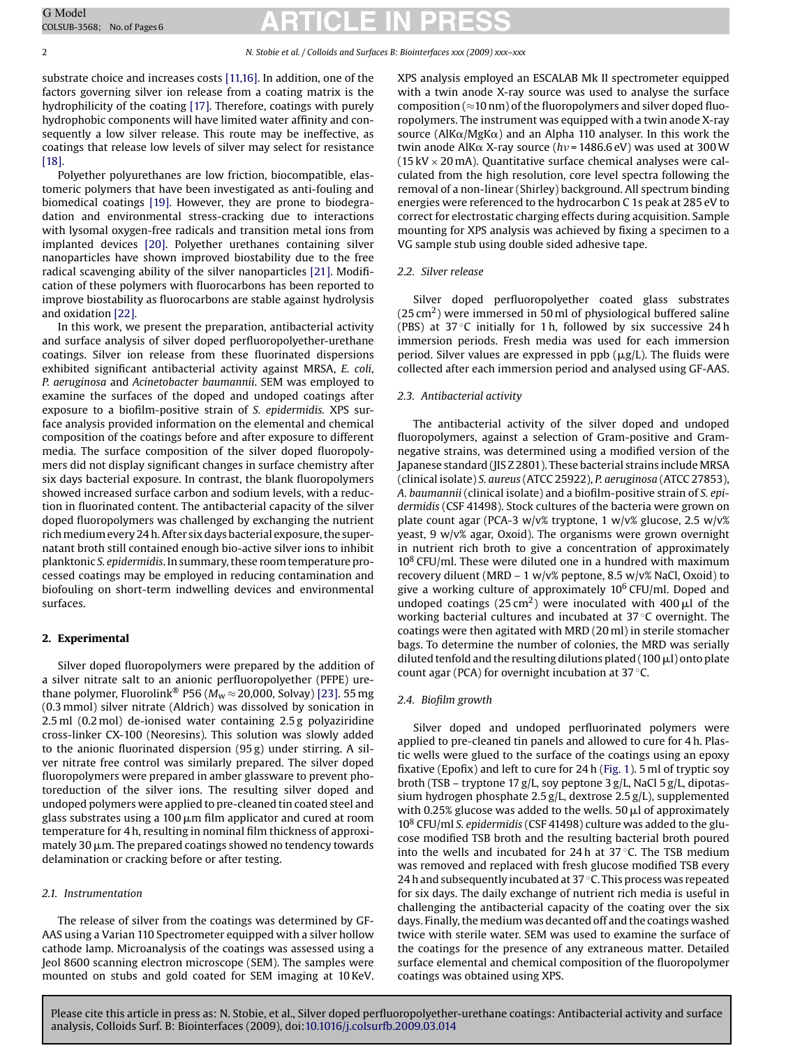substrate choice and increases costs [11,16]. In addition, one of the factors governing silver ion release from a coating matrix is the hydrophilicity of the coating [17]. Therefore, coatings with purely hydrophobic components will have limited water affinity and consequently a low silver release. This route may be ineffective, as coatings that release low levels of silver may select for resistance [18].

Polyether polyurethanes are low friction, biocompatible, elastomeric polymers that have been investigated as anti-fouling and biomedical coatings [19]. However, they are prone to biodegradation and environmental stress-cracking due to interactions with lysomal oxygen-free radicals and transition metal ions from implanted devices [20]. Polyether urethanes containing silver nanoparticles have shown improved biostability due to the free radical scavenging ability of the silver nanoparticles [21]. Modification of these polymers with fluorocarbons has been reported to improve biostability as fluorocarbons are stable against hydrolysis and oxidation [22].

In this work, we present the preparation, antibacterial activity and surface analysis of silver doped perfluoropolyether-urethane coatings. Silver ion release from these fluorinated dispersions exhibited significant antibacterial activity against MRSA, *E. coli*, *P. aeruginosa* and *Acinetobacter baumannii*. SEM was employed to examine the surfaces of the doped and undoped coatings after exposure to a biofilm-positive strain of *S. epidermidis*. XPS surface analysis provided information on the elemental and chemical composition of the coatings before and after exposure to different media. The surface composition of the silver doped fluoropolymers did not display significant changes in surface chemistry after six days bacterial exposure. In contrast, the blank fluoropolymers showed increased surface carbon and sodium levels, with a reduction in fluorinated content. The antibacterial capacity of the silver doped fluoropolymers was challenged by exchanging the nutrient rich medium every 24 h. After six days bacterial exposure, the supernatant broth still contained enough bio-active silver ions to inhibit planktonic *S. epidermidis*. In summary, these room temperature processed coatings may be employed in reducing contamination and biofouling on short-term indwelling devices and environmental surfaces.

## 2. Experimental

Silver doped fluoropolymers were prepared by the addition of a silver nitrate salt to an anionic perfluoropolyether (PFPE) urethane polymer, Fluorolink® P56 ($M_w \approx 20{,}000$, Solvay) [23]. 55 mg (0.3 mmol) silver nitrate (Aldrich) was dissolved by sonication in 2.5 ml (0.2 mol) de-ionised water containing 2.5 g polyaziridine cross-linker CX-100 (Neoresins). This solution was slowly added to the anionic fluorinated dispersion (95 g) under stirring. A silver nitrate free control was similarly prepared. The silver doped fluoropolymers were prepared in amber glassware to prevent photoreduction of the silver ions. The resulting silver doped and undoped polymers were applied to pre-cleaned tin coated steel and glass substrates using a 100 μm film applicator and cured at room temperature for 4 h, resulting in nominal film thickness of approximately 30 μm. The prepared coatings showed no tendency towards delamination or cracking before or after testing.

### 2.1. Instrumentation

The release of silver from the coatings was determined by GF-AAS using a Varian 110 Spectrometer equipped with a silver hollow cathode lamp. Microanalysis of the coatings was assessed using a Jeol 8600 scanning electron microscope (SEM). The samples were mounted on stubs and gold coated for SEM imaging at 10 KeV. XPS analysis employed an ESCALAB Mk II spectrometer equipped with a twin anode X-ray source was used to analyse the surface composition (≈10 nm) of the fluoropolymers and silver doped fluoropolymers. The instrument was equipped with a twin anode X-ray source (AlKα/MgKα) and an Alpha 110 analyser. In this work the twin anode AlKα X-ray source ($h\nu$ = 1486.6 eV) was used at 300 W (15 kV × 20 mA). Quantitative surface chemical analyses were calculated from the high resolution, core level spectra following the removal of a non-linear (Shirley) background. All spectrum binding energies were referenced to the hydrocarbon C 1s peak at 285 eV to correct for electrostatic charging effects during acquisition. Sample mounting for XPS analysis was achieved by fixing a specimen to a VG sample stub using double sided adhesive tape.

### 2.2. Silver release

Silver doped perfluoropolyether coated glass substrates (25 cm$^2$) were immersed in 50 ml of physiological buffered saline (PBS) at 37 °C initially for 1 h, followed by six successive 24 h immersion periods. Fresh media was used for each immersion period. Silver values are expressed in ppb (μg/L). The fluids were collected after each immersion period and analysed using GF-AAS.

### 2.3. Antibacterial activity

The antibacterial activity of the silver doped and undoped fluoropolymers, against a selection of Gram-positive and Gram-negative strains, was determined using a modified version of the Japanese standard (JIS Z 2801). These bacterial strains include MRSA (clinical isolate) *S. aureus* (ATCC 25922), *P. aeruginosa* (ATCC 27853), *A. baumannii* (clinical isolate) and a biofilm-positive strain of *S. epidermidis* (CSF 41498). Stock cultures of the bacteria were grown on plate count agar (PCA-3 w/v% tryptone, 1 w/v% glucose, 2.5 w/v% yeast, 9 w/v% agar, Oxoid). The organisms were grown overnight in nutrient rich broth to give a concentration of approximately $10^8$ CFU/ml. These were diluted one in a hundred with maximum recovery diluent (MRD – 1 w/v% peptone, 8.5 w/v% NaCl, Oxoid) to give a working culture of approximately $10^6$ CFU/ml. Doped and undoped coatings (25 cm$^2$) were inoculated with 400 μl of the working bacterial cultures and incubated at 37 °C overnight. The coatings were then agitated with MRD (20 ml) in sterile stomacher bags. To determine the number of colonies, the MRD was serially diluted tenfold and the resulting dilutions plated (100 μl) onto plate count agar (PCA) for overnight incubation at 37 °C.

### 2.4. Biofilm growth

Silver doped and undoped perfluorinated polymers were applied to pre-cleaned tin panels and allowed to cure for 4 h. Plastic wells were glued to the surface of the coatings using an epoxy fixative (Epofix) and left to cure for 24 h (Fig. 1). 5 ml of tryptic soy broth (TSB – tryptone 17 g/L, soy peptone 3 g/L, NaCl 5 g/L, dipotassium hydrogen phosphate 2.5 g/L, dextrose 2.5 g/L), supplemented with 0.25% glucose was added to the wells. 50 μl of approximately $10^8$ CFU/ml *S. epidermidis* (CSF 41498) culture was added to the glucose modified TSB broth and the resulting bacterial broth poured into the wells and incubated for 24 h at 37 °C. The TSB medium was removed and replaced with fresh glucose modified TSB every 24 h and subsequently incubated at 37 °C. This process was repeated for six days. The daily exchange of nutrient rich media is useful in challenging the antibacterial capacity of the coating over the six days. Finally, the medium was decanted off and the coatings washed twice with sterile water. SEM was used to examine the surface of the coatings for the presence of any extraneous matter. Detailed surface elemental and chemical composition of the fluoropolymer coatings was obtained using XPS.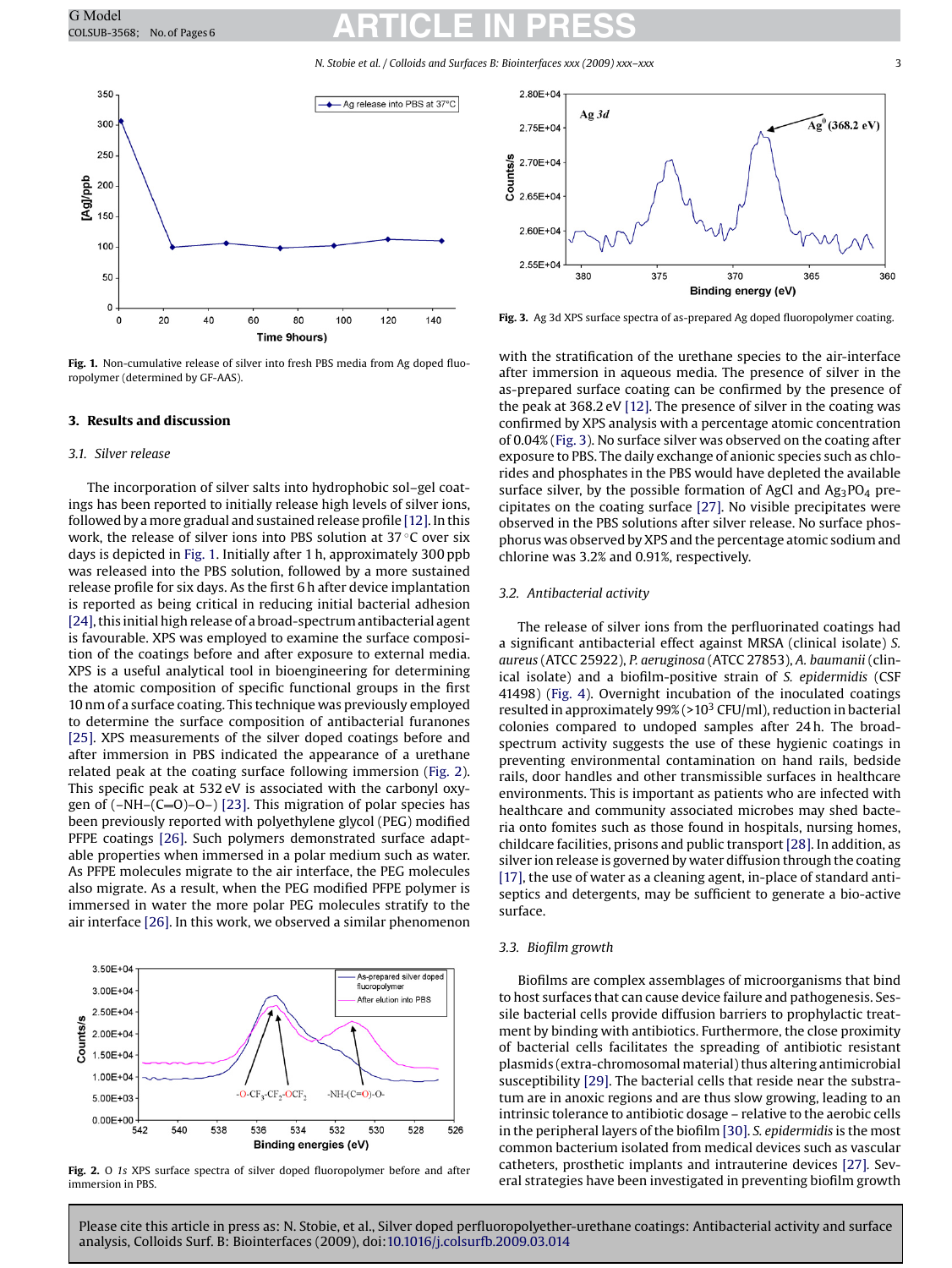Fig. 1. Non-cumulative release of silver into fresh PBS media from Ag doped fluoropolymer (determined by GF-AAS).

## 3. Results and discussion

### 3.1. Silver release

The incorporation of silver salts into hydrophobic sol–gel coatings has been reported to initially release high levels of silver ions, followed by a more gradual and sustained release profile [12]. In this work, the release of silver ions into PBS solution at 37 °C over six days is depicted in Fig. 1. Initially after 1 h, approximately 300 ppb was released into the PBS solution, followed by a more sustained release profile for six days. As the first 6 h after device implantation is reported as being critical in reducing initial bacterial adhesion [24], this initial high release of a broad-spectrum antibacterial agent is favourable. XPS was employed to examine the surface composition of the coatings before and after exposure to external media. XPS is a useful analytical tool in bioengineering for determining the atomic composition of specific functional groups in the first 10 nm of a surface coating. This technique was previously employed to determine the surface composition of antibacterial furanones [25]. XPS measurements of the silver doped coatings before and after immersion in PBS indicated the appearance of a urethane related peak at the coating surface following immersion (Fig. 2). This specific peak at 532 eV is associated with the carbonyl oxygen of (–NH–(C=O)–O–) [23]. This migration of polar species has been previously reported with polyethylene glycol (PEG) modified PFPE coatings [26]. Such polymers demonstrated surface adaptable properties when immersed in a polar medium such as water. As PFPE molecules migrate to the air interface, the PEG molecules also migrate. As a result, when the PEG modified PFPE polymer is immersed in water the more polar PEG molecules stratify to the air interface [26]. In this work, we observed a similar phenomenon with the stratification of the urethane species to the air-interface after immersion in aqueous media. The presence of silver in the as-prepared surface coating can be confirmed by the presence of the peak at 368.2 eV [12]. The presence of silver in the coating was confirmed by XPS analysis with a percentage atomic concentration of 0.04% (Fig. 3). No surface silver was observed on the coating after exposure to PBS. The daily exchange of anionic species such as chlorides and phosphates in the PBS would have depleted the available surface silver, by the possible formation of AgCl and $Ag_3PO_4$ precipitates on the coating surface [27]. No visible precipitates were observed in the PBS solutions after silver release. No surface phosphorus was observed by XPS and the percentage atomic sodium and chlorine was 3.2% and 0.91%, respectively.

Fig. 2. O *1s* XPS surface spectra of silver doped fluoropolymer before and after immersion in PBS.

Fig. 3. Ag 3d XPS surface spectra of as-prepared Ag doped fluoropolymer coating.

### 3.2. Antibacterial activity

The release of silver ions from the perfluorinated coatings had a significant antibacterial effect against MRSA (clinical isolate) *S. aureus* (ATCC 25922), *P. aeruginosa* (ATCC 27853), *A. baumanii* (clinical isolate) and a biofilm-positive strain of *S. epidermidis* (CSF 41498) (Fig. 4). Overnight incubation of the inoculated coatings resulted in approximately 99% (>$10^3$ CFU/ml), reduction in bacterial colonies compared to undoped samples after 24 h. The broad-spectrum activity suggests the use of these hygienic coatings in preventing environmental contamination on hand rails, bedside rails, door handles and other transmissible surfaces in healthcare environments. This is important as patients who are infected with healthcare and community associated microbes may shed bacteria onto fomites such as those found in hospitals, nursing homes, childcare facilities, prisons and public transport [28]. In addition, as silver ion release is governed by water diffusion through the coating [17], the use of water as a cleaning agent, in-place of standard antiseptics and detergents, may be sufficient to generate a bio-active surface.

### 3.3. Biofilm growth

Biofilms are complex assemblages of microorganisms that bind to host surfaces that can cause device failure and pathogenesis. Sessile bacterial cells provide diffusion barriers to prophylactic treatment by binding with antibiotics. Furthermore, the close proximity of bacterial cells facilitates the spreading of antibiotic resistant plasmids (extra-chromosomal material) thus altering antimicrobial susceptibility [29]. The bacterial cells that reside near the substratum are in anoxic regions and are thus slow growing, leading to an intrinsic tolerance to antibiotic dosage – relative to the aerobic cells in the peripheral layers of the biofilm [30]. *S. epidermidis* is the most common bacterium isolated from medical devices such as vascular catheters, prosthetic implants and intrauterine devices [27]. Several strategies have been investigated in preventing biofilm growth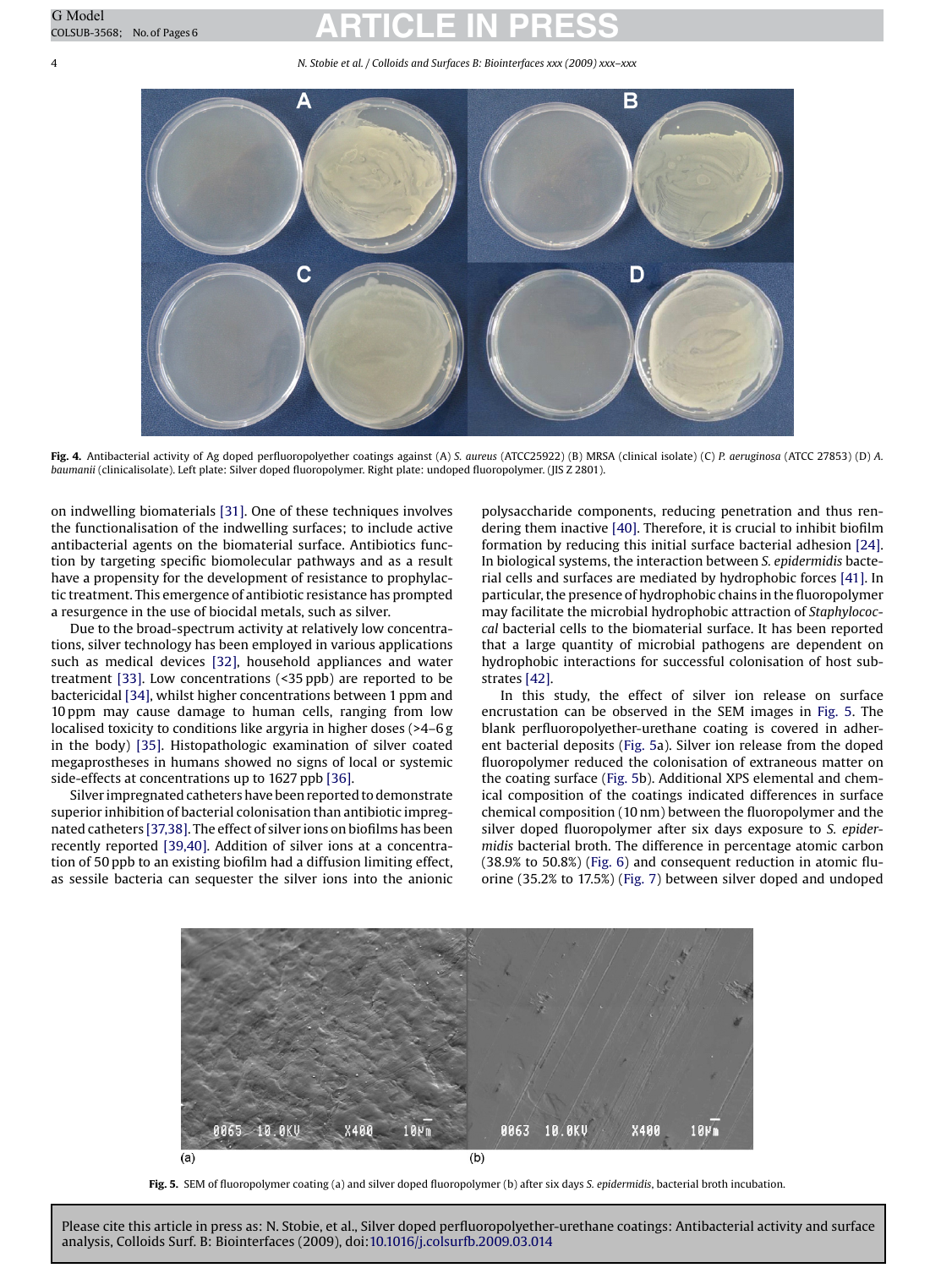**Fig. 4.** Antibacterial activity of Ag doped perfluoropolyether coatings against (A) *S. aureus* (ATCC25922) (B) MRSA (clinical isolate) (C) *P. aeruginosa* (ATCC 27853) (D) *A. baumanii* (clinicalisolate). Left plate: Silver doped fluoropolymer. Right plate: undoped fluoropolymer. (JIS Z 2801).

on indwelling biomaterials [31]. One of these techniques involves the functionalisation of the indwelling surfaces; to include active antibacterial agents on the biomaterial surface. Antibiotics function by targeting specific biomolecular pathways and as a result have a propensity for the development of resistance to prophylactic treatment. This emergence of antibiotic resistance has prompted a resurgence in the use of biocidal metals, such as silver.

Due to the broad-spectrum activity at relatively low concentrations, silver technology has been employed in various applications such as medical devices [32], household appliances and water treatment [33]. Low concentrations (<35 ppb) are reported to be bactericidal [34], whilst higher concentrations between 1 ppm and 10 ppm may cause damage to human cells, ranging from low localised toxicity to conditions like argyria in higher doses (>4–6 g in the body) [35]. Histopathologic examination of silver coated megaprostheses in humans showed no signs of local or systemic side-effects at concentrations up to 1627 ppb [36].

Silver impregnated catheters have been reported to demonstrate superior inhibition of bacterial colonisation than antibiotic impregnated catheters [37,38]. The effect of silver ions on biofilms has been recently reported [39,40]. Addition of silver ions at a concentration of 50 ppb to an existing biofilm had a diffusion limiting effect, as sessile bacteria can sequester the silver ions into the anionic polysaccharide components, reducing penetration and thus rendering them inactive [40]. Therefore, it is crucial to inhibit biofilm formation by reducing this initial surface bacterial adhesion [24]. In biological systems, the interaction between *S. epidermidis* bacterial cells and surfaces are mediated by hydrophobic forces [41]. In particular, the presence of hydrophobic chains in the fluoropolymer may facilitate the microbial hydrophobic attraction of *Staphylococcal* bacterial cells to the biomaterial surface. It has been reported that a large quantity of microbial pathogens are dependent on hydrophobic interactions for successful colonisation of host substrates [42].

In this study, the effect of silver ion release on surface encrustation can be observed in the SEM images in Fig. 5. The blank perfluoropolyether-urethane coating is covered in adherent bacterial deposits (Fig. 5a). Silver ion release from the doped fluoropolymer reduced the colonisation of extraneous matter on the coating surface (Fig. 5b). Additional XPS elemental and chemical composition of the coatings indicated differences in surface chemical composition (10 nm) between the fluoropolymer and the silver doped fluoropolymer after six days exposure to *S. epidermidis* bacterial broth. The difference in percentage atomic carbon (38.9% to 50.8%) (Fig. 6) and consequent reduction in atomic fluorine (35.2% to 17.5%) (Fig. 7) between silver doped and undoped

**Fig. 5.** SEM of fluoropolymer coating (a) and silver doped fluoropolymer (b) after six days *S. epidermidis*, bacterial broth incubation.

Please cite this article in press as: N. Stobie, et al., Silver doped perfluoropolyether-urethane coatings: Antibacterial activity and surface analysis, Colloids Surf. B: Biointerfaces (2009), doi:10.1016/j.colsurfb.2009.03.014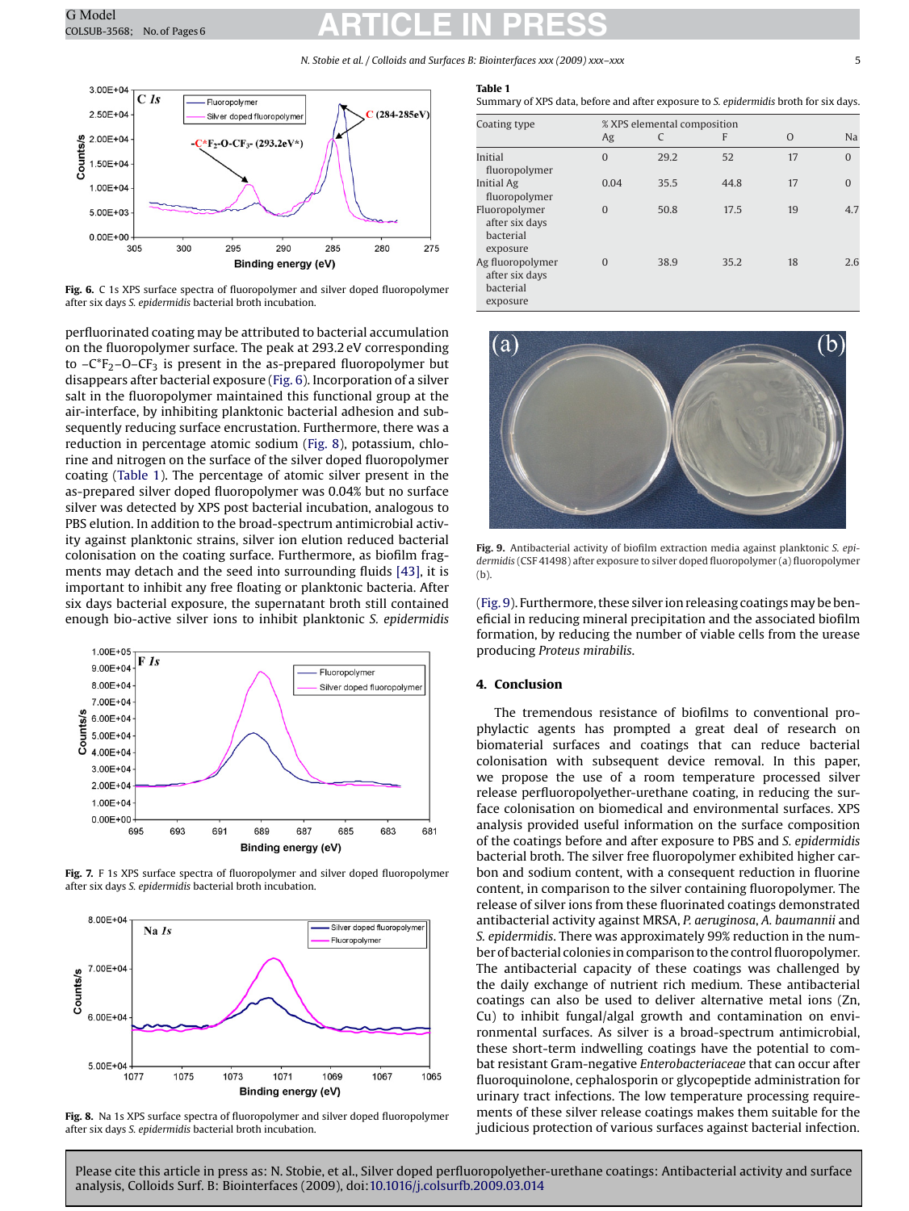Fig. 6. C 1s XPS surface spectra of fluoropolymer and silver doped fluoropolymer after six days *S. epidermidis* bacterial broth incubation.

perfluorinated coating may be attributed to bacterial accumulation on the fluoropolymer surface. The peak at 293.2 eV corresponding to $-C^{*}F_2-O-CF_3$ is present in the as-prepared fluoropolymer but disappears after bacterial exposure (Fig. 6). Incorporation of a silver salt in the fluoropolymer maintained this functional group at the air-interface, by inhibiting planktonic bacterial adhesion and subsequently reducing surface encrustation. Furthermore, there was a reduction in percentage atomic sodium (Fig. 8), potassium, chlorine and nitrogen on the surface of the silver doped fluoropolymer coating (Table 1). The percentage of atomic silver present in the as-prepared silver doped fluoropolymer was 0.04% but no surface silver was detected by XPS post bacterial incubation, analogous to PBS elution. In addition to the broad-spectrum antimicrobial activity against planktonic strains, silver ion elution reduced bacterial colonisation on the coating surface. Furthermore, as biofilm fragments may detach and the seed into surrounding fluids [43], it is important to inhibit any free floating or planktonic bacteria. After six days bacterial exposure, the supernatant broth still contained enough bio-active silver ions to inhibit planktonic *S. epidermidis* (Fig. 9). Furthermore, these silver ion releasing coatings may be beneficial in reducing mineral precipitation and the associated biofilm formation, by reducing the number of viable cells from the urease producing *Proteus mirabilis*.

Fig. 7. F 1s XPS surface spectra of fluoropolymer and silver doped fluoropolymer after six days *S. epidermidis* bacterial broth incubation.

Fig. 8. Na 1s XPS surface spectra of fluoropolymer and silver doped fluoropolymer after six days *S. epidermidis* bacterial broth incubation.

**Table 1**
Summary of XPS data, before and after exposure to *S. epidermidis* broth for six days.

| Coating type | % XPS elemental composition | | | | |
|---|---|---|---|---|---|
| | Ag | C | F | O | Na |
| Initial fluoropolymer | 0 | 29.2 | 52 | 17 | 0 |
| Initial Ag fluoropolymer | 0.04 | 35.5 | 44.8 | 17 | 0 |
| Fluoropolymer after six days bacterial exposure | 0 | 50.8 | 17.5 | 19 | 4.7 |
| Ag fluoropolymer after six days bacterial exposure | 0 | 38.9 | 35.2 | 18 | 2.6 |

Fig. 9. Antibacterial activity of biofilm extraction media against planktonic *S. epidermidis* (CSF 41498) after exposure to silver doped fluoropolymer (a) fluoropolymer (b).

## 4. Conclusion

The tremendous resistance of biofilms to conventional prophylactic agents has prompted a great deal of research on biomaterial surfaces and coatings that can reduce bacterial colonisation with subsequent device removal. In this paper, we propose the use of a room temperature processed silver release perfluoropolyether-urethane coating, in reducing the surface colonisation on biomedical and environmental surfaces. XPS analysis provided useful information on the surface composition of the coatings before and after exposure to PBS and *S. epidermidis* bacterial broth. The silver free fluoropolymer exhibited higher carbon and sodium content, with a consequent reduction in fluorine content, in comparison to the silver containing fluoropolymer. The release of silver ions from these fluorinated coatings demonstrated antibacterial activity against MRSA, *P. aeruginosa*, *A. baumannii* and *S. epidermidis*. There was approximately 99% reduction in the number of bacterial colonies in comparison to the control fluoropolymer. The antibacterial capacity of these coatings was challenged by the daily exchange of nutrient rich medium. These antibacterial coatings can also be used to deliver alternative metal ions (Zn, Cu) to inhibit fungal/algal growth and contamination on environmental surfaces. As silver is a broad-spectrum antimicrobial, these short-term indwelling coatings have the potential to combat resistant Gram-negative *Enterobacteriaceae* that can occur after fluoroquinolone, cephalosporin or glycopeptide administration for urinary tract infections. The low temperature processing requirements of these silver release coatings makes them suitable for the judicious protection of various surfaces against bacterial infection.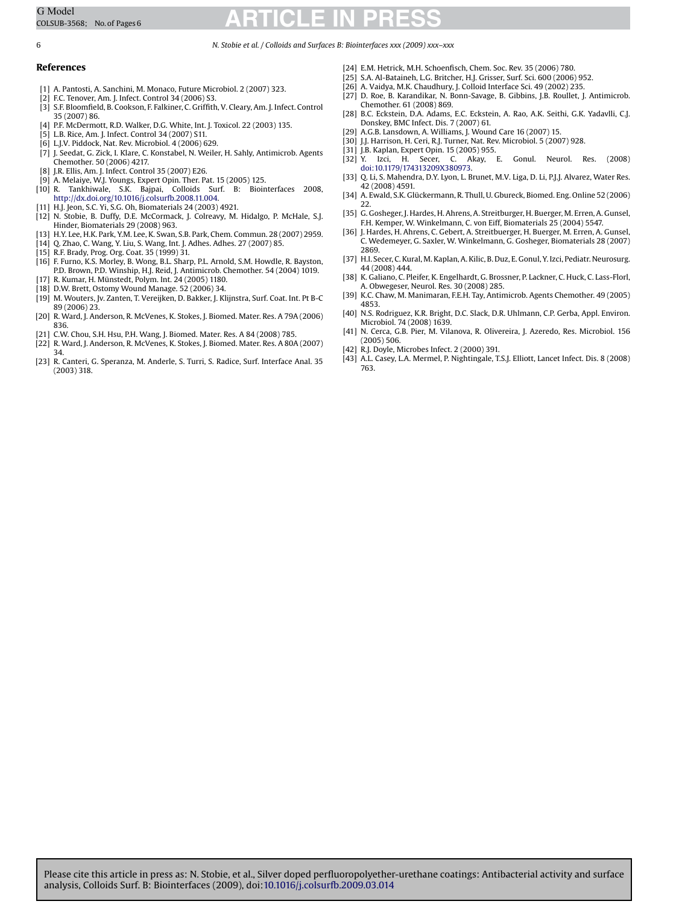## References

[1] A. Pantosti, A. Sanchini, M. Monaco, Future Microbiol. 2 (2007) 323.
[2] F.C. Tenover, Am. J. Infect. Control 34 (2006) S3.
[3] S.F. Bloomfield, B. Cookson, F. Falkiner, C. Griffith, V. Cleary, Am. J. Infect. Control 35 (2007) 86.
[4] P.F. McDermott, R.D. Walker, D.G. White, Int. J. Toxicol. 22 (2003) 135.
[5] L.B. Rice, Am. J. Infect. Control 34 (2007) S11.
[6] L.J.V. Piddock, Nat. Rev. Microbiol. 4 (2006) 629.
[7] J. Seedat, G. Zick, I. Klare, C. Konstabel, N. Weiler, H. Sahly, Antimicrob. Agents Chemother. 50 (2006) 4217.
[8] J.R. Ellis, Am. J. Infect. Control 35 (2007) E26.
[9] A. Melaiye, W.J. Youngs, Expert Opin. Ther. Pat. 15 (2005) 125.
[10] R. Tankhiwale, S.K. Bajpai, Colloids Surf. B: Biointerfaces 2008, http://dx.doi.org/10.1016/j.colsurfb.2008.11.004.
[11] H.J. Jeon, S.C. Yi, S.G. Oh, Biomaterials 24 (2003) 4921.
[12] N. Stobie, B. Duffy, D.E. McCormack, J. Colreavy, M. Hidalgo, P. McHale, S.J. Hinder, Biomaterials 29 (2008) 963.
[13] H.Y. Lee, H.K. Park, Y.M. Lee, K. Swan, S.B. Park, Chem. Commun. 28 (2007) 2959.
[14] Q. Zhao, C. Wang, Y. Liu, S. Wang, Int. J. Adhes. Adhes. 27 (2007) 85.
[15] R.F. Brady, Prog. Org. Coat. 35 (1999) 31.
[16] F. Furno, K.S. Morley, B. Wong, B.L. Sharp, P.L. Arnold, S.M. Howdle, R. Bayston, P.D. Brown, P.D. Winship, H.J. Reid, J. Antimicrob. Chemother. 54 (2004) 1019.
[17] R. Kumar, H. Münstedt, Polym. Int. 24 (2005) 1180.
[18] D.W. Brett, Ostomy Wound Manage. 52 (2006) 34.
[19] M. Wouters, Jv. Zanten, T. Vereijken, D. Bakker, J. Klijnstra, Surf. Coat. Int. Pt B-C 89 (2006) 23.
[20] R. Ward, J. Anderson, R. McVenes, K. Stokes, J. Biomed. Mater. Res. A 79A (2006) 836.
[21] C.W. Chou, S.H. Hsu, P.H. Wang, J. Biomed. Mater. Res. A 84 (2008) 785.
[22] R. Ward, J. Anderson, R. McVenes, K. Stokes, J. Biomed. Mater. Res. A 80A (2007) 34.
[23] R. Canteri, G. Speranza, M. Anderle, S. Turri, S. Radice, Surf. Interface Anal. 35 (2003) 318.
[24] E.M. Hetrick, M.H. Schoenfisch, Chem. Soc. Rev. 35 (2006) 780.
[25] S.A. Al-Bataineh, L.G. Britcher, H.J. Grisser, Surf. Sci. 600 (2006) 952.
[26] A. Vaidya, M.K. Chaudhury, J. Colloid Interface Sci. 49 (2002) 235.
[27] D. Roe, B. Karandikar, N. Bonn-Savage, B. Gibbins, J.B. Roullet, J. Antimicrob. Chemother. 61 (2008) 869.
[28] B.C. Eckstein, D.A. Adams, E.C. Eckstein, A. Rao, A.K. Seithi, G.K. Yadavlli, C.J. Donskey, BMC Infect. Dis. 7 (2007) 61.
[29] A.G.B. Lansdown, A. Williams, J. Wound Care 16 (2007) 15.
[30] J.J. Harrison, H. Ceri, R.J. Turner, Nat. Rev. Microbiol. 5 (2007) 928.
[31] J.B. Kaplan, Expert Opin. 15 (2005) 955.
[32] Y. Izci, H. Secer, C. Akay, E. Gonul. Neurol. Res. (2008) doi:10.1179/174313209X380973.
[33] Q. Li, S. Mahendra, D.Y. Lyon, L. Brunet, M.V. Liga, D. Li, P.J.J. Alvarez, Water Res. 42 (2008) 4591.
[34] A. Ewald, S.K. Glückermann, R. Thull, U. Gbureck, Biomed. Eng. Online 52 (2006) 22.
[35] G. Gosheger, J. Hardes, H. Ahrens, A. Streitburger, H. Buerger, M. Erren, A. Gunsel, F.H. Kemper, W. Winkelmann, C. von Eiff, Biomaterials 25 (2004) 5547.
[36] J. Hardes, H. Ahrens, C. Gebert, A. Streitbuerger, H. Buerger, M. Erren, A. Gunsel, C. Wedemeyer, G. Saxler, W. Winkelmann, G. Gosheger, Biomaterials 28 (2007) 2869.
[37] H.I. Secer, C. Kural, M. Kaplan, A. Kilic, B. Duz, E. Gonul, Y. Izci, Pediatr. Neurosurg. 44 (2008) 444.
[38] K. Galiano, C. Pleifer, K. Engelhardt, G. Brossner, P. Lackner, C. Huck, C. Lass-Florl, A. Obwegeser, Neurol. Res. 30 (2008) 285.
[39] K.C. Chaw, M. Manimaran, F.E.H. Tay, Antimicrob. Agents Chemother. 49 (2005) 4853.
[40] N.S. Rodriguez, K.R. Bright, D.C. Slack, D.R. Uhlmann, C.P. Gerba, Appl. Environ. Microbiol. 74 (2008) 1639.
[41] N. Cerca, G.B. Pier, M. Vilanova, R. Olivereira, J. Azeredo, Res. Microbiol. 156 (2005) 506.
[42] R.J. Doyle, Microbes Infect. 2 (2000) 391.
[43] A.L. Casey, L.A. Mermel, P. Nightingale, T.S.J. Elliott, Lancet Infect. Dis. 8 (2008) 763.

Please cite this article in press as: N. Stobie, et al., Silver doped perfluoropolyether-urethane coatings: Antibacterial activity and surface analysis, Colloids Surf. B: Biointerfaces (2009), doi:10.1016/j.colsurfb.2009.03.014